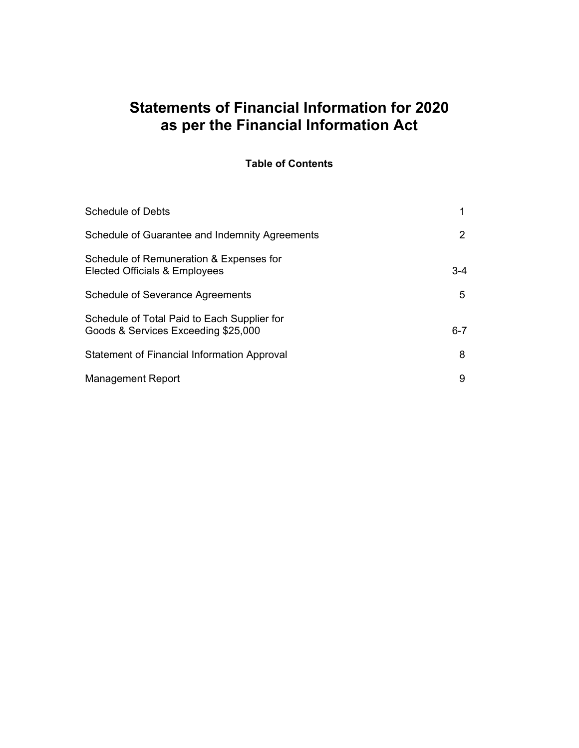# Statements of Financial Information for 2020 as per the Financial Information Act

### Table of Contents

| | |
|---|---|
| Schedule of Debts | 1 |
| Schedule of Guarantee and Indemnity Agreements | 2 |
| Schedule of Remuneration & Expenses for Elected Officials & Employees | 3-4 |
| Schedule of Severance Agreements | 5 |
| Schedule of Total Paid to Each Supplier for Goods & Services Exceeding $25,000 | 6-7 |
| Statement of Financial Information Approval | 8 |
| Management Report | 9 |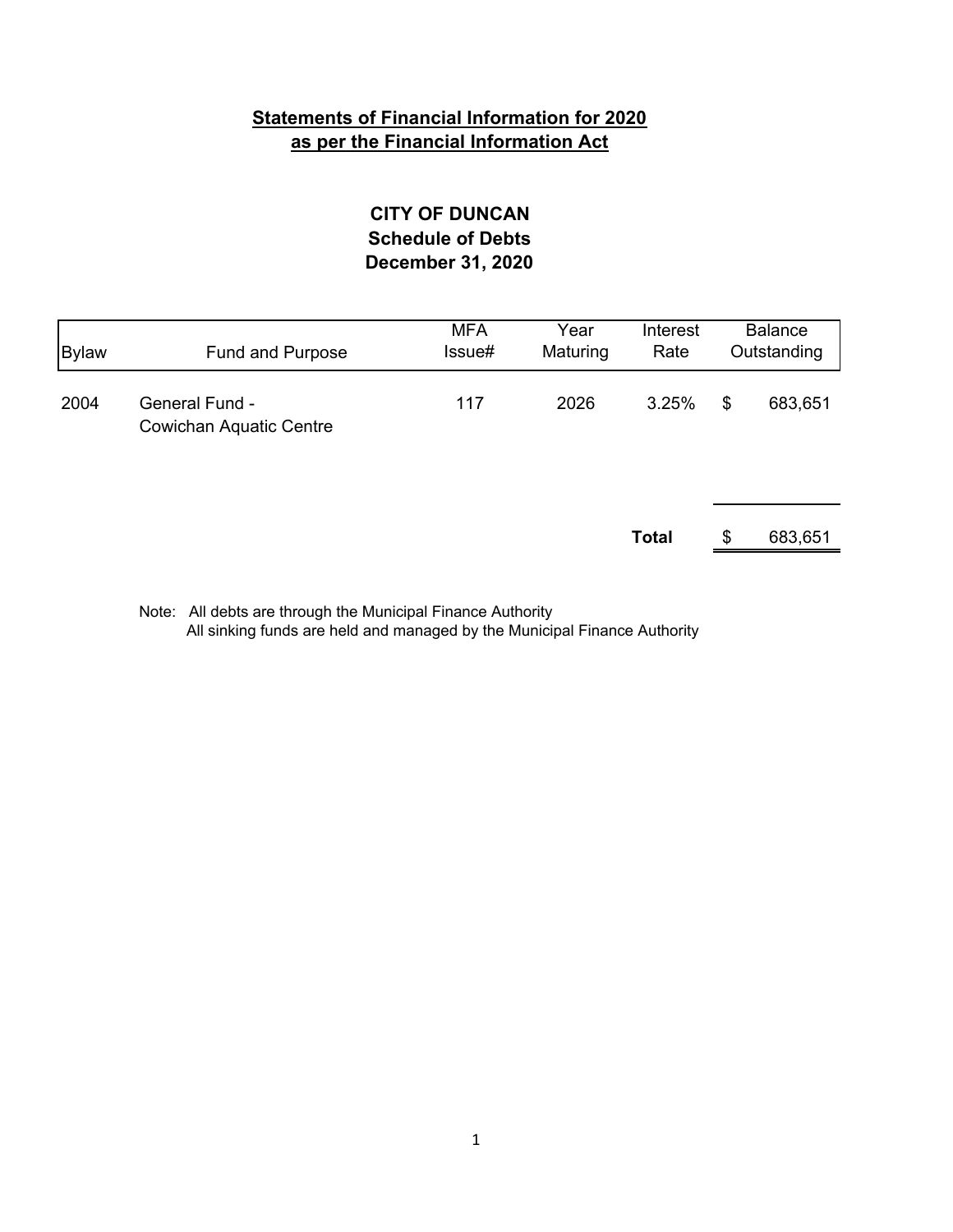## Statements of Financial Information for 2020
## as per the Financial Information Act

### CITY OF DUNCAN
### Schedule of Debts
### December 31, 2020

| Bylaw | Fund and Purpose | MFA Issue# | Year Maturing | Interest Rate | Balance Outstanding |
|---|---|---|---|---|---|
| 2004 | General Fund - Cowichan Aquatic Centre | 117 | 2026 | 3.25% | $ 683,651 |
| | | | | **Total** | $ 683,651 |

Note: All debts are through the Municipal Finance Authority
All sinking funds are held and managed by the Municipal Finance Authority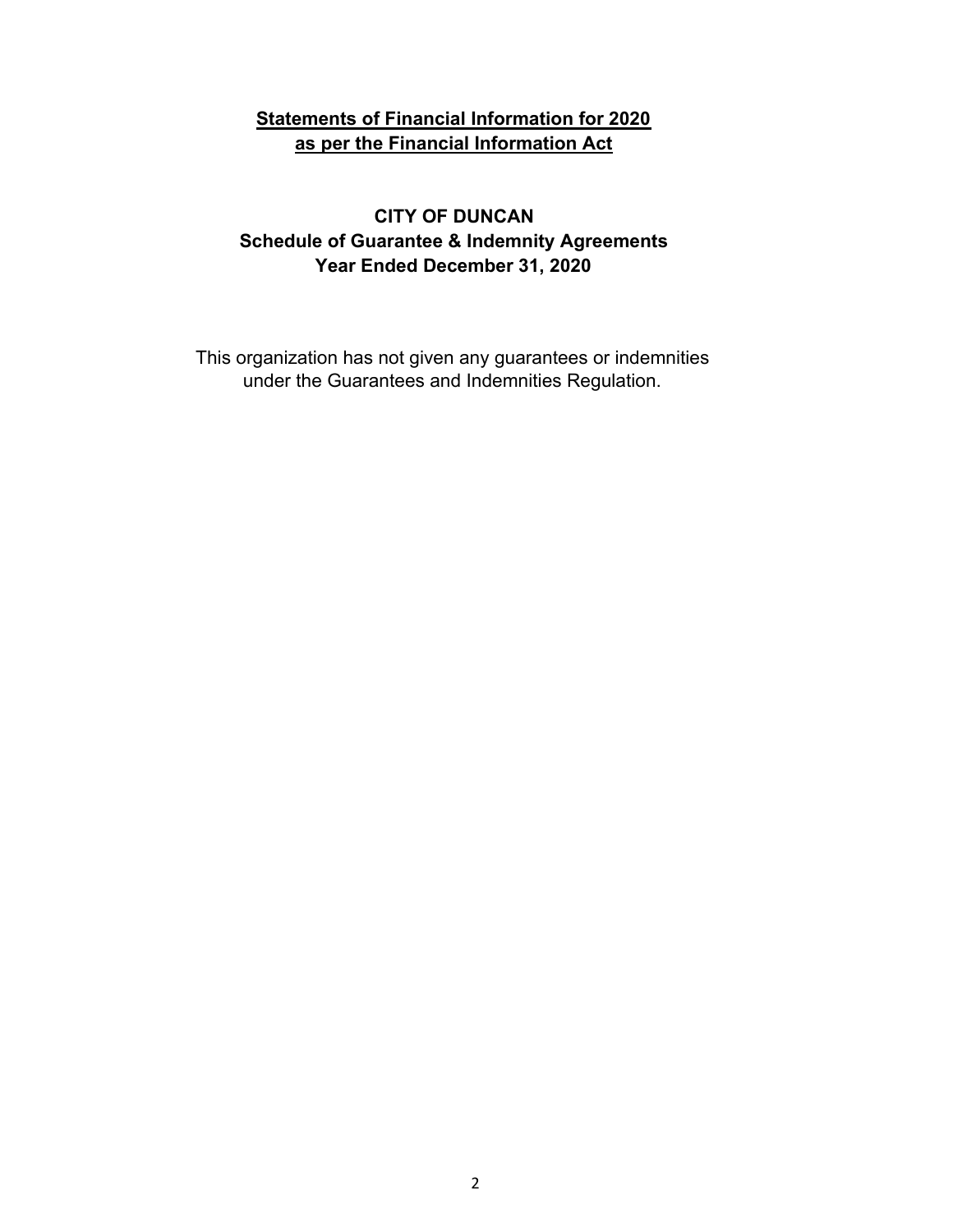**Statements of Financial Information for 2020**
**as per the Financial Information Act**

## CITY OF DUNCAN
## Schedule of Guarantee & Indemnity Agreements
## Year Ended December 31, 2020

This organization has not given any guarantees or indemnities under the Guarantees and Indemnities Regulation.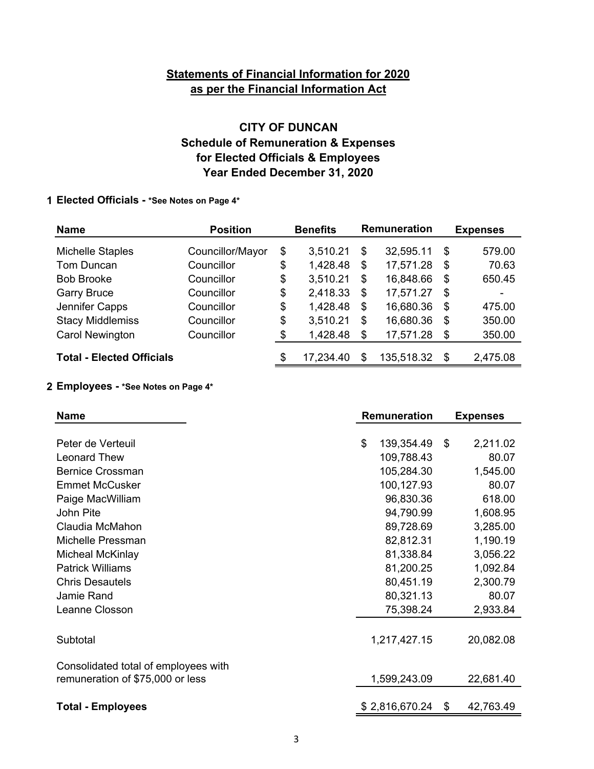**Statements of Financial Information for 2020**
**as per the Financial Information Act**

# CITY OF DUNCAN

## Schedule of Remuneration & Expenses for Elected Officials & Employees Year Ended December 31, 2020

### 1 Elected Officials - *See Notes on Page 4*

| Name | Position | Benefits | Remuneration | Expenses |
|---|---|---|---|---|
| Michelle Staples | Councillor/Mayor | $ 3,510.21 | $ 32,595.11 | $ 579.00 |
| Tom Duncan | Councillor | $ 1,428.48 | $ 17,571.28 | $ 70.63 |
| Bob Brooke | Councillor | $ 3,510.21 | $ 16,848.66 | $ 650.45 |
| Garry Bruce | Councillor | $ 2,418.33 | $ 17,571.27 | $ - |
| Jennifer Capps | Councillor | $ 1,428.48 | $ 16,680.36 | $ 475.00 |
| Stacy Middlemiss | Councillor | $ 3,510.21 | $ 16,680.36 | $ 350.00 |
| Carol Newington | Councillor | $ 1,428.48 | $ 17,571.28 | $ 350.00 |
| **Total - Elected Officials** | | $ 17,234.40 | $ 135,518.32 | $ 2,475.08 |

### 2 Employees - *See Notes on Page 4*

| Name | Remuneration | Expenses |
|---|---|---|
| Peter de Verteuil | $ 139,354.49 | $ 2,211.02 |
| Leonard Thew | 109,788.43 | 80.07 |
| Bernice Crossman | 105,284.30 | 1,545.00 |
| Emmet McCusker | 100,127.93 | 80.07 |
| Paige MacWilliam | 96,830.36 | 618.00 |
| John Pite | 94,790.99 | 1,608.95 |
| Claudia McMahon | 89,728.69 | 3,285.00 |
| Michelle Pressman | 82,812.31 | 1,190.19 |
| Micheal McKinlay | 81,338.84 | 3,056.22 |
| Patrick Williams | 81,200.25 | 1,092.84 |
| Chris Desautels | 80,451.19 | 2,300.79 |
| Jamie Rand | 80,321.13 | 80.07 |
| Leanne Closson | 75,398.24 | 2,933.84 |
| Subtotal | 1,217,427.15 | 20,082.08 |
| Consolidated total of employees with remuneration of $75,000 or less | 1,599,243.09 | 22,681.40 |
| **Total - Employees** | $ 2,816,670.24 | $ 42,763.49 |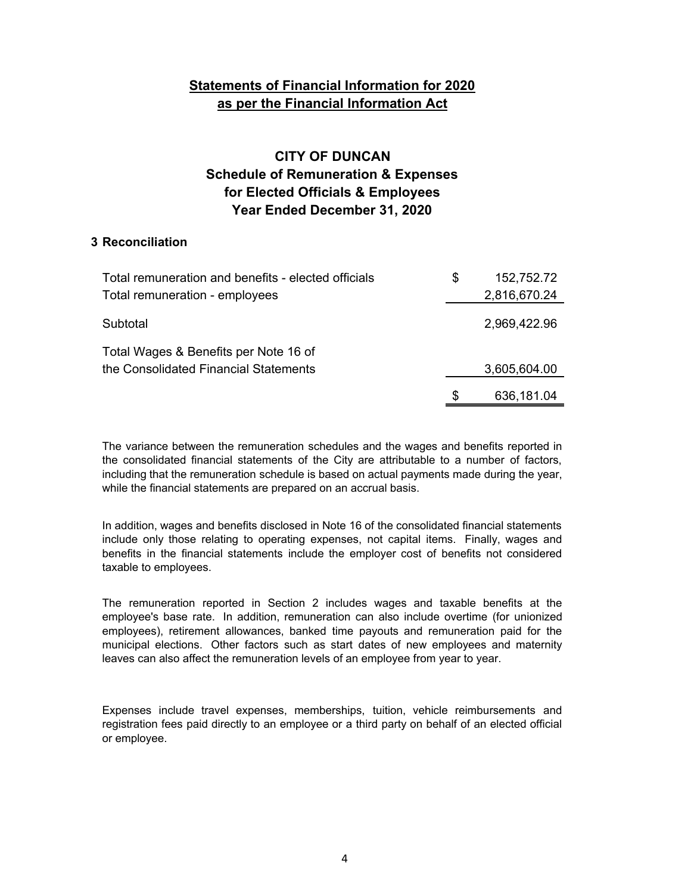# Statements of Financial Information for 2020
# as per the Financial Information Act

## CITY OF DUNCAN
## Schedule of Remuneration & Expenses
## for Elected Officials & Employees
## Year Ended December 31, 2020

### 3 Reconciliation

| | | |
|---|---|---|
| Total remuneration and benefits - elected officials | $ | 152,752.72 |
| Total remuneration - employees | | 2,816,670.24 |
| Subtotal | | 2,969,422.96 |
| Total Wages & Benefits per Note 16 of the Consolidated Financial Statements | | 3,605,604.00 |
| | $ | 636,181.04 |

The variance between the remuneration schedules and the wages and benefits reported in the consolidated financial statements of the City are attributable to a number of factors, including that the remuneration schedule is based on actual payments made during the year, while the financial statements are prepared on an accrual basis.

In addition, wages and benefits disclosed in Note 16 of the consolidated financial statements include only those relating to operating expenses, not capital items. Finally, wages and benefits in the financial statements include the employer cost of benefits not considered taxable to employees.

The remuneration reported in Section 2 includes wages and taxable benefits at the employee's base rate. In addition, remuneration can also include overtime (for unionized employees), retirement allowances, banked time payouts and remuneration paid for the municipal elections. Other factors such as start dates of new employees and maternity leaves can also affect the remuneration levels of an employee from year to year.

Expenses include travel expenses, memberships, tuition, vehicle reimbursements and registration fees paid directly to an employee or a third party on behalf of an elected official or employee.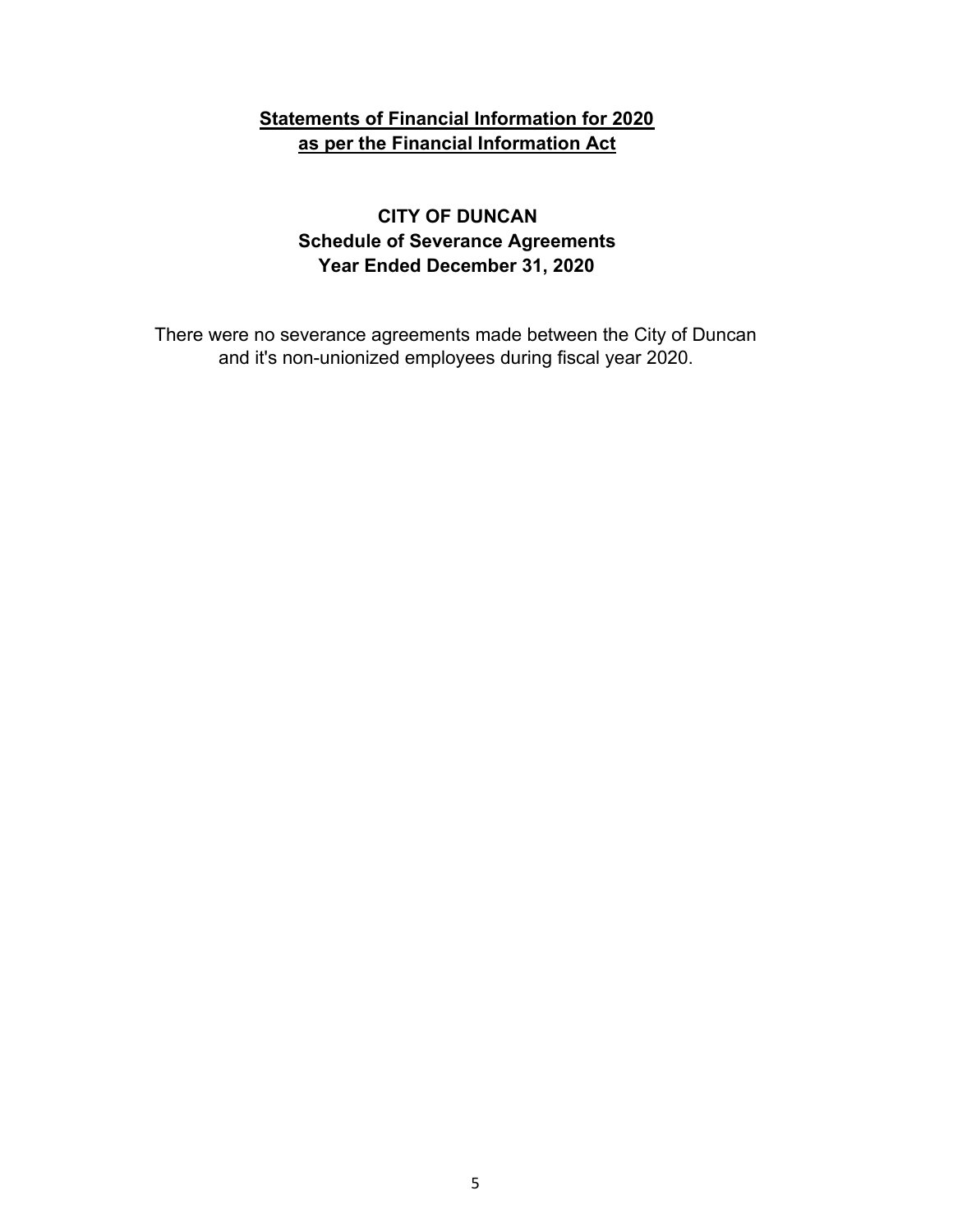**Statements of Financial Information for 2020**
**as per the Financial Information Act**

# CITY OF DUNCAN
## Schedule of Severance Agreements
## Year Ended December 31, 2020

There were no severance agreements made between the City of Duncan and it's non-unionized employees during fiscal year 2020.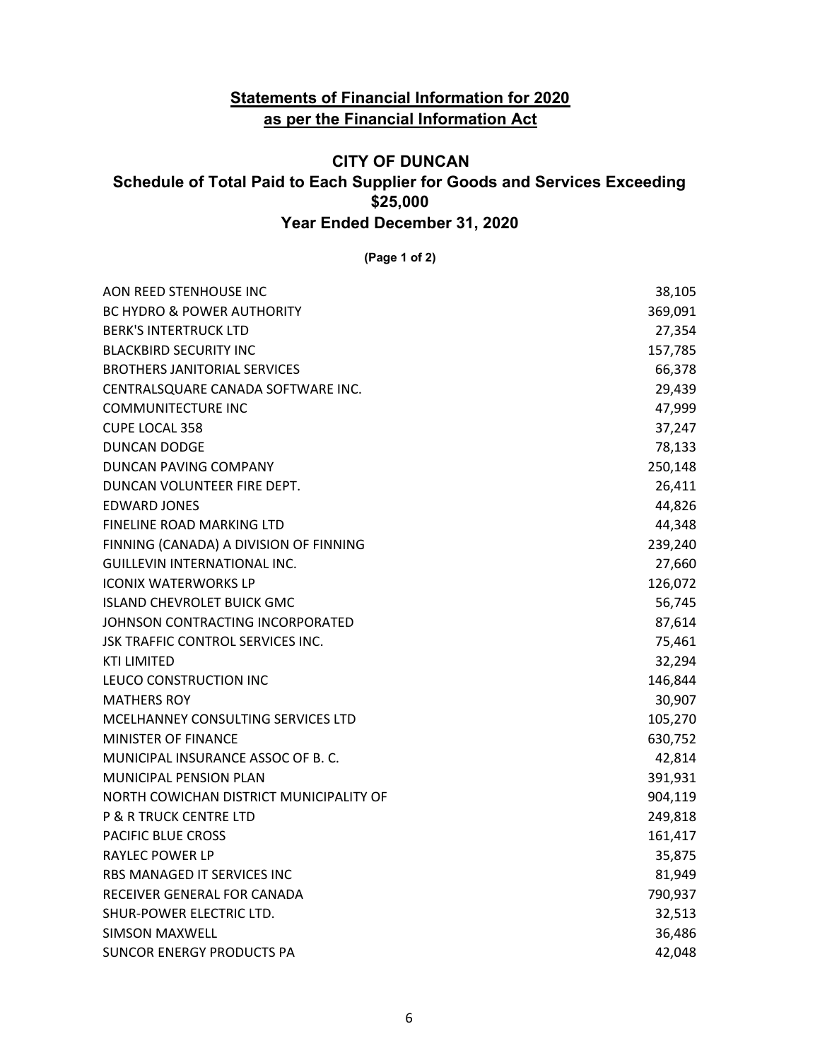## Statements of Financial Information for 2020
## as per the Financial Information Act

# CITY OF DUNCAN
## Schedule of Total Paid to Each Supplier for Goods and Services Exceeding $25,000
## Year Ended December 31, 2020

**(Page 1 of 2)**

| Supplier | Amount |
|---|---:|
| AON REED STENHOUSE INC | 38,105 |
| BC HYDRO & POWER AUTHORITY | 369,091 |
| BERK'S INTERTRUCK LTD | 27,354 |
| BLACKBIRD SECURITY INC | 157,785 |
| BROTHERS JANITORIAL SERVICES | 66,378 |
| CENTRALSQUARE CANADA SOFTWARE INC. | 29,439 |
| COMMUNITECTURE INC | 47,999 |
| CUPE LOCAL 358 | 37,247 |
| DUNCAN DODGE | 78,133 |
| DUNCAN PAVING COMPANY | 250,148 |
| DUNCAN VOLUNTEER FIRE DEPT. | 26,411 |
| EDWARD JONES | 44,826 |
| FINELINE ROAD MARKING LTD | 44,348 |
| FINNING (CANADA) A DIVISION OF FINNING | 239,240 |
| GUILLEVIN INTERNATIONAL INC. | 27,660 |
| ICONIX WATERWORKS LP | 126,072 |
| ISLAND CHEVROLET BUICK GMC | 56,745 |
| JOHNSON CONTRACTING INCORPORATED | 87,614 |
| JSK TRAFFIC CONTROL SERVICES INC. | 75,461 |
| KTI LIMITED | 32,294 |
| LEUCO CONSTRUCTION INC | 146,844 |
| MATHERS ROY | 30,907 |
| MCELHANNEY CONSULTING SERVICES LTD | 105,270 |
| MINISTER OF FINANCE | 630,752 |
| MUNICIPAL INSURANCE ASSOC OF B. C. | 42,814 |
| MUNICIPAL PENSION PLAN | 391,931 |
| NORTH COWICHAN DISTRICT MUNICIPALITY OF | 904,119 |
| P & R TRUCK CENTRE LTD | 249,818 |
| PACIFIC BLUE CROSS | 161,417 |
| RAYLEC POWER LP | 35,875 |
| RBS MANAGED IT SERVICES INC | 81,949 |
| RECEIVER GENERAL FOR CANADA | 790,937 |
| SHUR-POWER ELECTRIC LTD. | 32,513 |
| SIMSON MAXWELL | 36,486 |
| SUNCOR ENERGY PRODUCTS PA | 42,048 |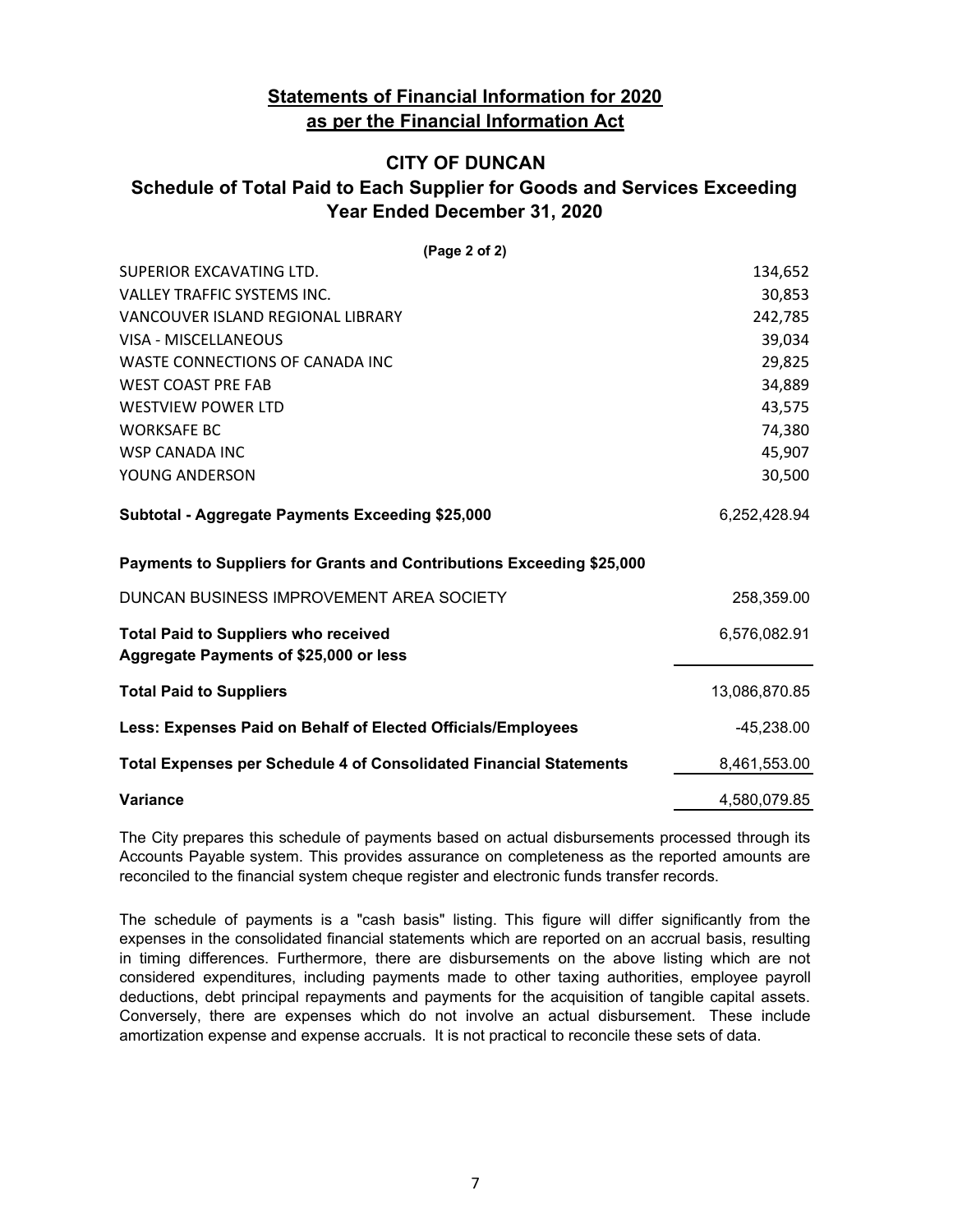## Statements of Financial Information for 2020
## as per the Financial Information Act

# CITY OF DUNCAN

## Schedule of Total Paid to Each Supplier for Goods and Services Exceeding
## Year Ended December 31, 2020

**(Page 2 of 2)**

| | |
|---|---:|
| SUPERIOR EXCAVATING LTD. | 134,652 |
| VALLEY TRAFFIC SYSTEMS INC. | 30,853 |
| VANCOUVER ISLAND REGIONAL LIBRARY | 242,785 |
| VISA - MISCELLANEOUS | 39,034 |
| WASTE CONNECTIONS OF CANADA INC | 29,825 |
| WEST COAST PRE FAB | 34,889 |
| WESTVIEW POWER LTD | 43,575 |
| WORKSAFE BC | 74,380 |
| WSP CANADA INC | 45,907 |
| YOUNG ANDERSON | 30,500 |
| **Subtotal - Aggregate Payments Exceeding $25,000** | 6,252,428.94 |
| **Payments to Suppliers for Grants and Contributions Exceeding $25,000** | |
| DUNCAN BUSINESS IMPROVEMENT AREA SOCIETY | 258,359.00 |
| **Total Paid to Suppliers who received Aggregate Payments of $25,000 or less** | 6,576,082.91 |
| **Total Paid to Suppliers** | 13,086,870.85 |
| **Less: Expenses Paid on Behalf of Elected Officials/Employees** | -45,238.00 |
| **Total Expenses per Schedule 4 of Consolidated Financial Statements** | 8,461,553.00 |
| **Variance** | 4,580,079.85 |

The City prepares this schedule of payments based on actual disbursements processed through its Accounts Payable system. This provides assurance on completeness as the reported amounts are reconciled to the financial system cheque register and electronic funds transfer records.

The schedule of payments is a "cash basis" listing. This figure will differ significantly from the expenses in the consolidated financial statements which are reported on an accrual basis, resulting in timing differences. Furthermore, there are disbursements on the above listing which are not considered expenditures, including payments made to other taxing authorities, employee payroll deductions, debt principal repayments and payments for the acquisition of tangible capital assets. Conversely, there are expenses which do not involve an actual disbursement. These include amortization expense and expense accruals. It is not practical to reconcile these sets of data.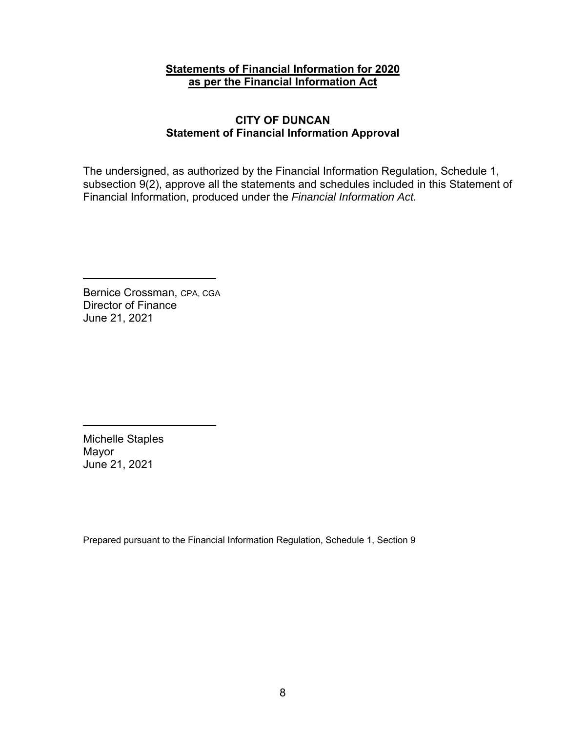**Statements of Financial Information for 2020**
**as per the Financial Information Act**

## CITY OF DUNCAN
### Statement of Financial Information Approval

The undersigned, as authorized by the Financial Information Regulation, Schedule 1, subsection 9(2), approve all the statements and schedules included in this Statement of Financial Information, produced under the *Financial Information Act.*

______________________

Bernice Crossman, CPA, CGA
Director of Finance
June 21, 2021

______________________

Michelle Staples
Mayor
June 21, 2021

Prepared pursuant to the Financial Information Regulation, Schedule 1, Section 9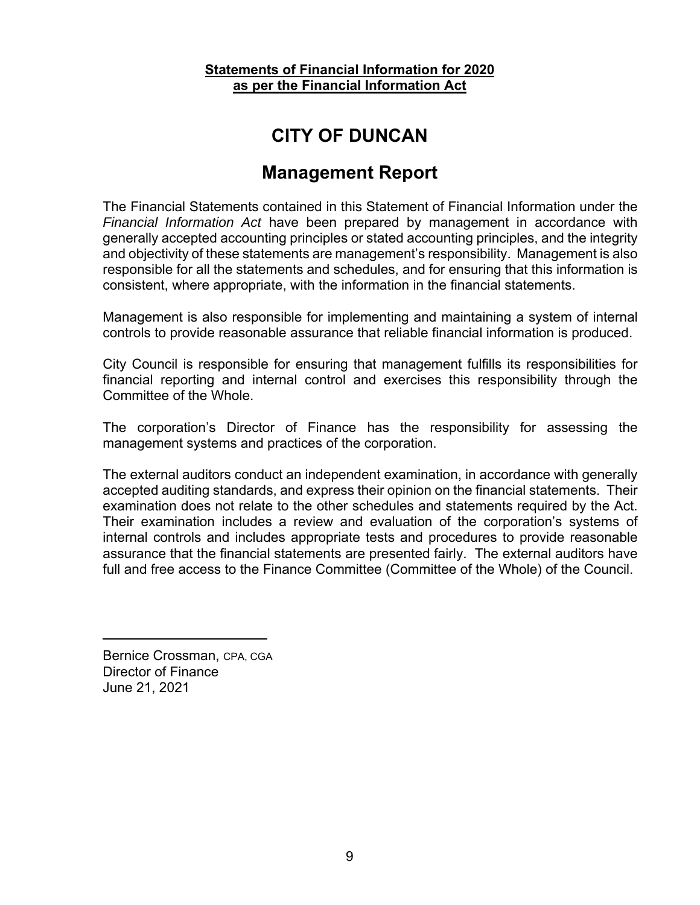**Statements of Financial Information for 2020**
**as per the Financial Information Act**

# CITY OF DUNCAN

## Management Report

The Financial Statements contained in this Statement of Financial Information under the *Financial Information Act* have been prepared by management in accordance with generally accepted accounting principles or stated accounting principles, and the integrity and objectivity of these statements are management's responsibility. Management is also responsible for all the statements and schedules, and for ensuring that this information is consistent, where appropriate, with the information in the financial statements.

Management is also responsible for implementing and maintaining a system of internal controls to provide reasonable assurance that reliable financial information is produced.

City Council is responsible for ensuring that management fulfills its responsibilities for financial reporting and internal control and exercises this responsibility through the Committee of the Whole.

The corporation's Director of Finance has the responsibility for assessing the management systems and practices of the corporation.

The external auditors conduct an independent examination, in accordance with generally accepted auditing standards, and express their opinion on the financial statements. Their examination does not relate to the other schedules and statements required by the Act. Their examination includes a review and evaluation of the corporation's systems of internal controls and includes appropriate tests and procedures to provide reasonable assurance that the financial statements are presented fairly. The external auditors have full and free access to the Finance Committee (Committee of the Whole) of the Council.

Bernice Crossman, CPA, CGA
Director of Finance
June 21, 2021